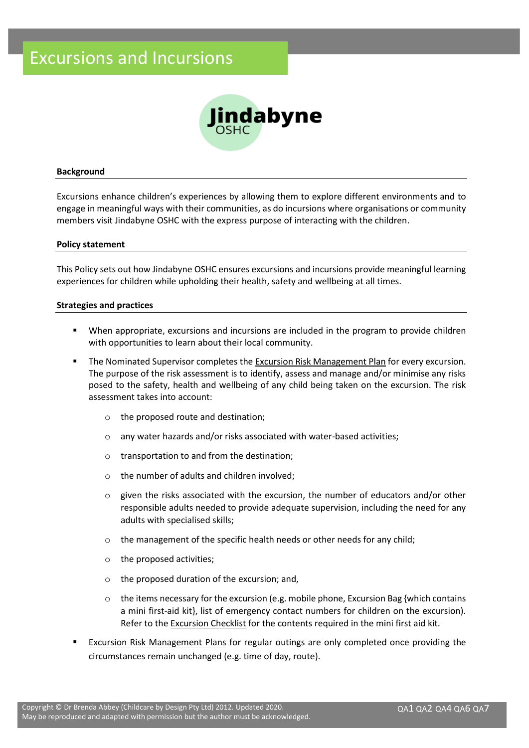# Excursions and Incursions

Jindabyne OSHC

### Background

Excursions enhance children's experiences by allowing them to explore different environments and to engage in meaningful ways with their communities, as do incursions where organisations or community members visit Jindabyne OSHC with the express purpose of interacting with the children.

### Policy statement

This Policy sets out how Jindabyne OSHC ensures excursions and incursions provide meaningful learning experiences for children while upholding their health, safety and wellbeing at all times.

### Strategies and practices

- When appropriate, excursions and incursions are included in the program to provide children with opportunities to learn about their local community.
- The Nominated Supervisor completes the Excursion Risk Management Plan for every excursion. The purpose of the risk assessment is to identify, assess and manage and/or minimise any risks posed to the safety, health and wellbeing of any child being taken on the excursion. The risk assessment takes into account:
  - the proposed route and destination;
  - any water hazards and/or risks associated with water-based activities;
  - transportation to and from the destination;
  - the number of adults and children involved;
  - given the risks associated with the excursion, the number of educators and/or other responsible adults needed to provide adequate supervision, including the need for any adults with specialised skills;
  - the management of the specific health needs or other needs for any child;
  - the proposed activities;
  - the proposed duration of the excursion; and,
  - the items necessary for the excursion (e.g. mobile phone, Excursion Bag {which contains a mini first-aid kit}, list of emergency contact numbers for children on the excursion). Refer to the Excursion Checklist for the contents required in the mini first aid kit.
- Excursion Risk Management Plans for regular outings are only completed once providing the circumstances remain unchanged (e.g. time of day, route).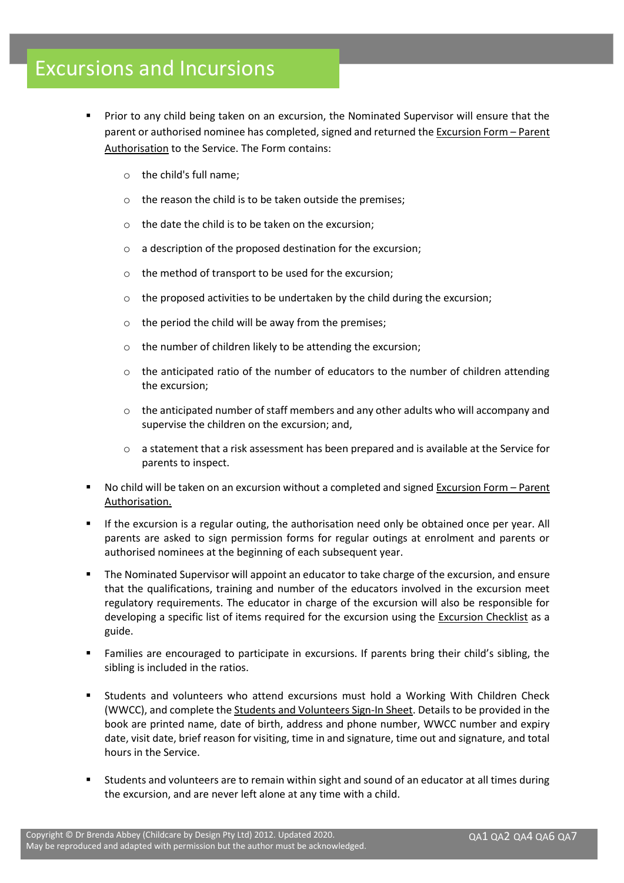# Excursions and Incursions

- Prior to any child being taken on an excursion, the Nominated Supervisor will ensure that the parent or authorised nominee has completed, signed and returned the Excursion Form – Parent Authorisation to the Service. The Form contains:
  - the child's full name;
  - the reason the child is to be taken outside the premises;
  - the date the child is to be taken on the excursion;
  - a description of the proposed destination for the excursion;
  - the method of transport to be used for the excursion;
  - the proposed activities to be undertaken by the child during the excursion;
  - the period the child will be away from the premises;
  - the number of children likely to be attending the excursion;
  - the anticipated ratio of the number of educators to the number of children attending the excursion;
  - the anticipated number of staff members and any other adults who will accompany and supervise the children on the excursion; and,
  - a statement that a risk assessment has been prepared and is available at the Service for parents to inspect.
- No child will be taken on an excursion without a completed and signed Excursion Form – Parent Authorisation.
- If the excursion is a regular outing, the authorisation need only be obtained once per year. All parents are asked to sign permission forms for regular outings at enrolment and parents or authorised nominees at the beginning of each subsequent year.
- The Nominated Supervisor will appoint an educator to take charge of the excursion, and ensure that the qualifications, training and number of the educators involved in the excursion meet regulatory requirements. The educator in charge of the excursion will also be responsible for developing a specific list of items required for the excursion using the Excursion Checklist as a guide.
- Families are encouraged to participate in excursions. If parents bring their child's sibling, the sibling is included in the ratios.
- Students and volunteers who attend excursions must hold a Working With Children Check (WWCC), and complete the Students and Volunteers Sign-In Sheet. Details to be provided in the book are printed name, date of birth, address and phone number, WWCC number and expiry date, visit date, brief reason for visiting, time in and signature, time out and signature, and total hours in the Service.
- Students and volunteers are to remain within sight and sound of an educator at all times during the excursion, and are never left alone at any time with a child.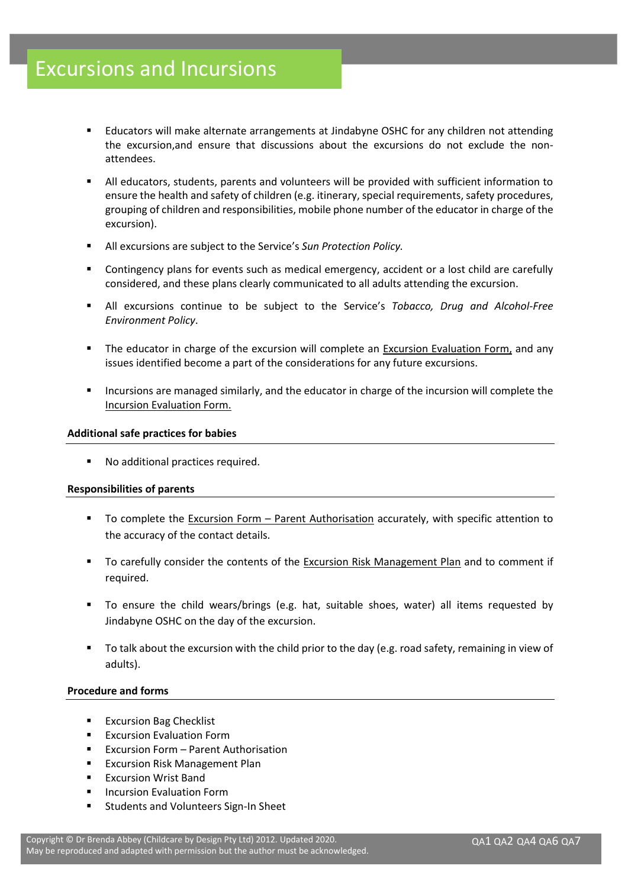# Excursions and Incursions

- Educators will make alternate arrangements at Jindabyne OSHC for any children not attending the excursion,and ensure that discussions about the excursions do not exclude the non-attendees.
- All educators, students, parents and volunteers will be provided with sufficient information to ensure the health and safety of children (e.g. itinerary, special requirements, safety procedures, grouping of children and responsibilities, mobile phone number of the educator in charge of the excursion).
- All excursions are subject to the Service's *Sun Protection Policy.*
- Contingency plans for events such as medical emergency, accident or a lost child are carefully considered, and these plans clearly communicated to all adults attending the excursion.
- All excursions continue to be subject to the Service's *Tobacco, Drug and Alcohol-Free Environment Policy*.
- The educator in charge of the excursion will complete an Excursion Evaluation Form, and any issues identified become a part of the considerations for any future excursions.
- Incursions are managed similarly, and the educator in charge of the incursion will complete the Incursion Evaluation Form.

**Additional safe practices for babies**

- No additional practices required.

**Responsibilities of parents**

- To complete the Excursion Form – Parent Authorisation accurately, with specific attention to the accuracy of the contact details.
- To carefully consider the contents of the Excursion Risk Management Plan and to comment if required.
- To ensure the child wears/brings (e.g. hat, suitable shoes, water) all items requested by Jindabyne OSHC on the day of the excursion.
- To talk about the excursion with the child prior to the day (e.g. road safety, remaining in view of adults).

**Procedure and forms**

- Excursion Bag Checklist
- Excursion Evaluation Form
- Excursion Form – Parent Authorisation
- Excursion Risk Management Plan
- Excursion Wrist Band
- Incursion Evaluation Form
- Students and Volunteers Sign-In Sheet

Copyright © Dr Brenda Abbey (Childcare by Design Pty Ltd) 2012. Updated 2020.
May be reproduced and adapted with permission but the author must be acknowledged.

QA1 QA2 QA4 QA6 QA7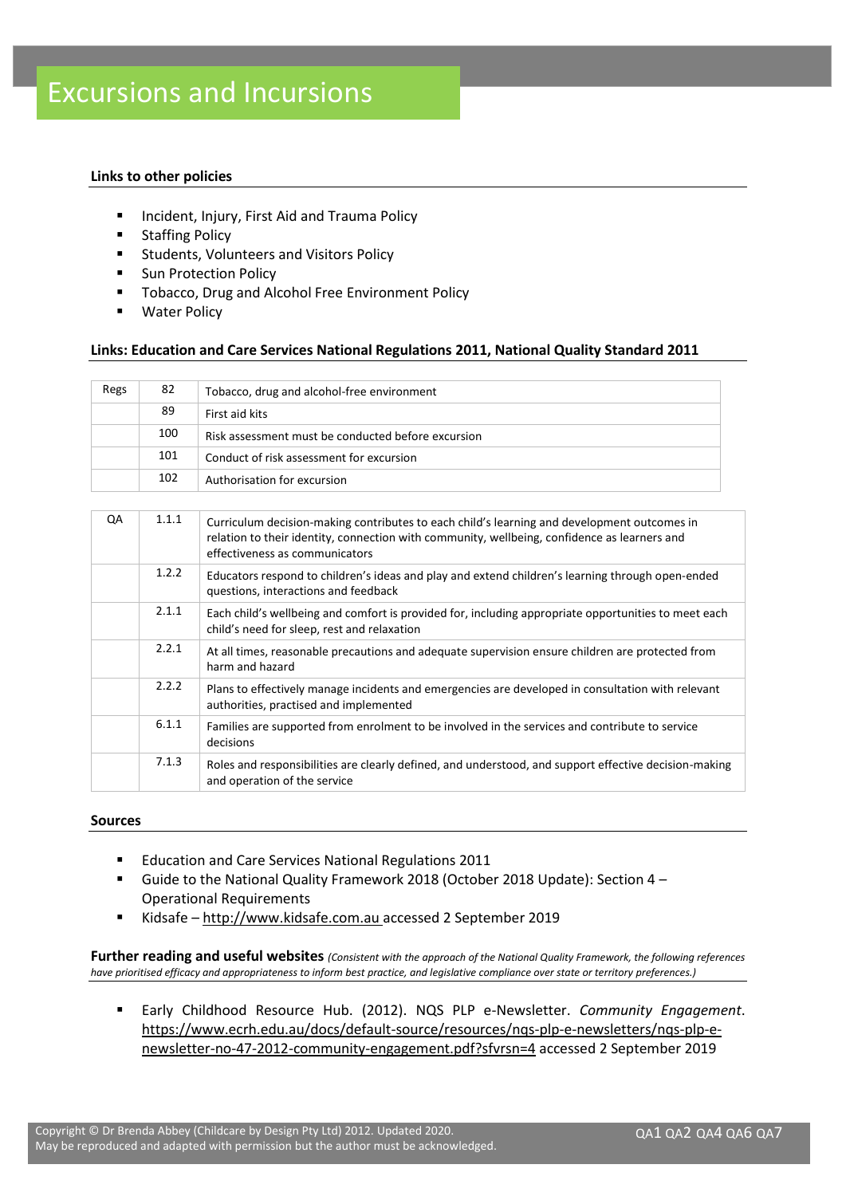# Excursions and Incursions

**Links to other policies**

- Incident, Injury, First Aid and Trauma Policy
- Staffing Policy
- Students, Volunteers and Visitors Policy
- Sun Protection Policy
- Tobacco, Drug and Alcohol Free Environment Policy
- Water Policy

**Links: Education and Care Services National Regulations 2011, National Quality Standard 2011**

| | | |
|---|---|---|
| Regs | 82 | Tobacco, drug and alcohol-free environment |
| | 89 | First aid kits |
| | 100 | Risk assessment must be conducted before excursion |
| | 101 | Conduct of risk assessment for excursion |
| | 102 | Authorisation for excursion |

| | | |
|---|---|---|
| QA | 1.1.1 | Curriculum decision-making contributes to each child's learning and development outcomes in relation to their identity, connection with community, wellbeing, confidence as learners and effectiveness as communicators |
| | 1.2.2 | Educators respond to children's ideas and play and extend children's learning through open-ended questions, interactions and feedback |
| | 2.1.1 | Each child's wellbeing and comfort is provided for, including appropriate opportunities to meet each child's need for sleep, rest and relaxation |
| | 2.2.1 | At all times, reasonable precautions and adequate supervision ensure children are protected from harm and hazard |
| | 2.2.2 | Plans to effectively manage incidents and emergencies are developed in consultation with relevant authorities, practised and implemented |
| | 6.1.1 | Families are supported from enrolment to be involved in the services and contribute to service decisions |
| | 7.1.3 | Roles and responsibilities are clearly defined, and understood, and support effective decision-making and operation of the service |

**Sources**

- Education and Care Services National Regulations 2011
- Guide to the National Quality Framework 2018 (October 2018 Update): Section 4 – Operational Requirements
- Kidsafe – http://www.kidsafe.com.au accessed 2 September 2019

**Further reading and useful websites** *(Consistent with the approach of the National Quality Framework, the following references have prioritised efficacy and appropriateness to inform best practice, and legislative compliance over state or territory preferences.)*

- Early Childhood Resource Hub. (2012). NQS PLP e-Newsletter. *Community Engagement*. https://www.ecrh.edu.au/docs/default-source/resources/nqs-plp-e-newsletters/nqs-plp-e-newsletter-no-47-2012-community-engagement.pdf?sfvrsn=4 accessed 2 September 2019

Copyright © Dr Brenda Abbey (Childcare by Design Pty Ltd) 2012. Updated 2020.
May be reproduced and adapted with permission but the author must be acknowledged.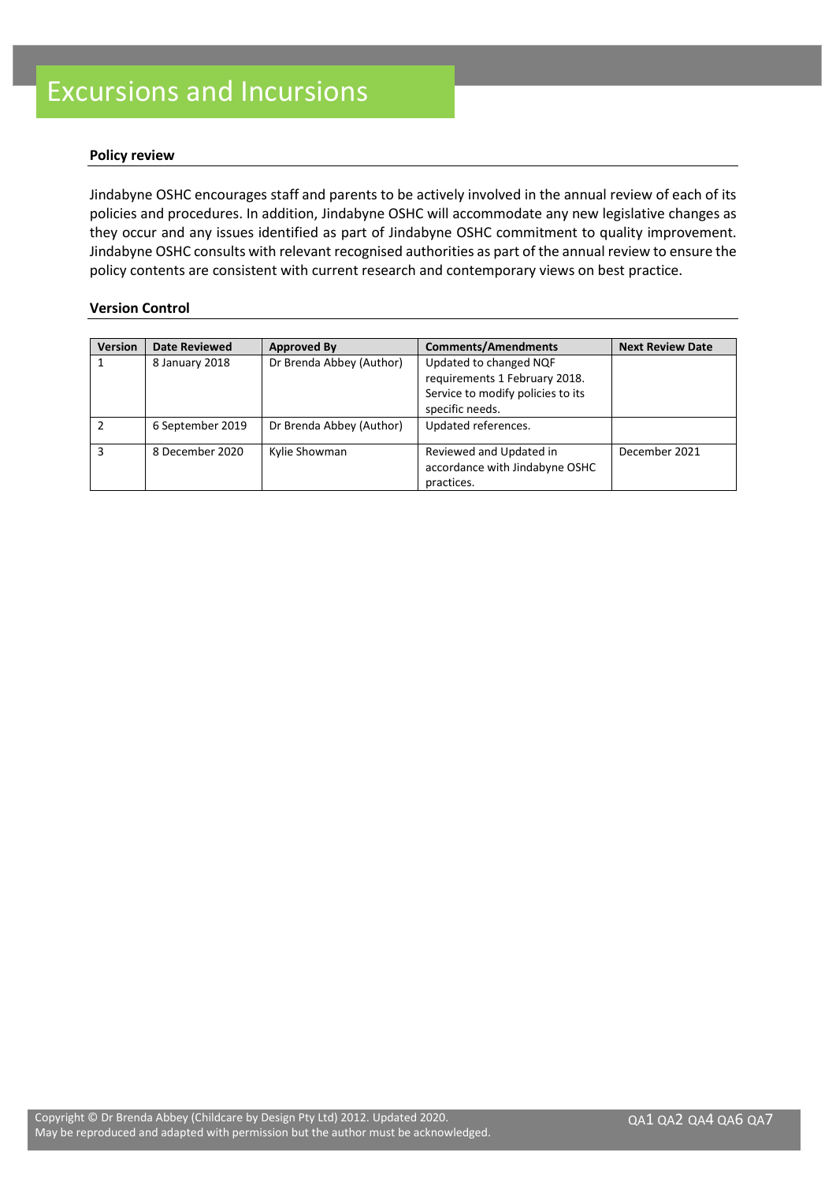# Excursions and Incursions

**Policy review**

Jindabyne OSHC encourages staff and parents to be actively involved in the annual review of each of its policies and procedures. In addition, Jindabyne OSHC will accommodate any new legislative changes as they occur and any issues identified as part of Jindabyne OSHC commitment to quality improvement. Jindabyne OSHC consults with relevant recognised authorities as part of the annual review to ensure the policy contents are consistent with current research and contemporary views on best practice.

**Version Control**

| Version | Date Reviewed | Approved By | Comments/Amendments | Next Review Date |
|---|---|---|---|---|
| 1 | 8 January 2018 | Dr Brenda Abbey (Author) | Updated to changed NQF requirements 1 February 2018. Service to modify policies to its specific needs. | |
| 2 | 6 September 2019 | Dr Brenda Abbey (Author) | Updated references. | |
| 3 | 8 December 2020 | Kylie Showman | Reviewed and Updated in accordance with Jindabyne OSHC practices. | December 2021 |

Copyright © Dr Brenda Abbey (Childcare by Design Pty Ltd) 2012. Updated 2020.
May be reproduced and adapted with permission but the author must be acknowledged.

QA1 QA2 QA4 QA6 QA7